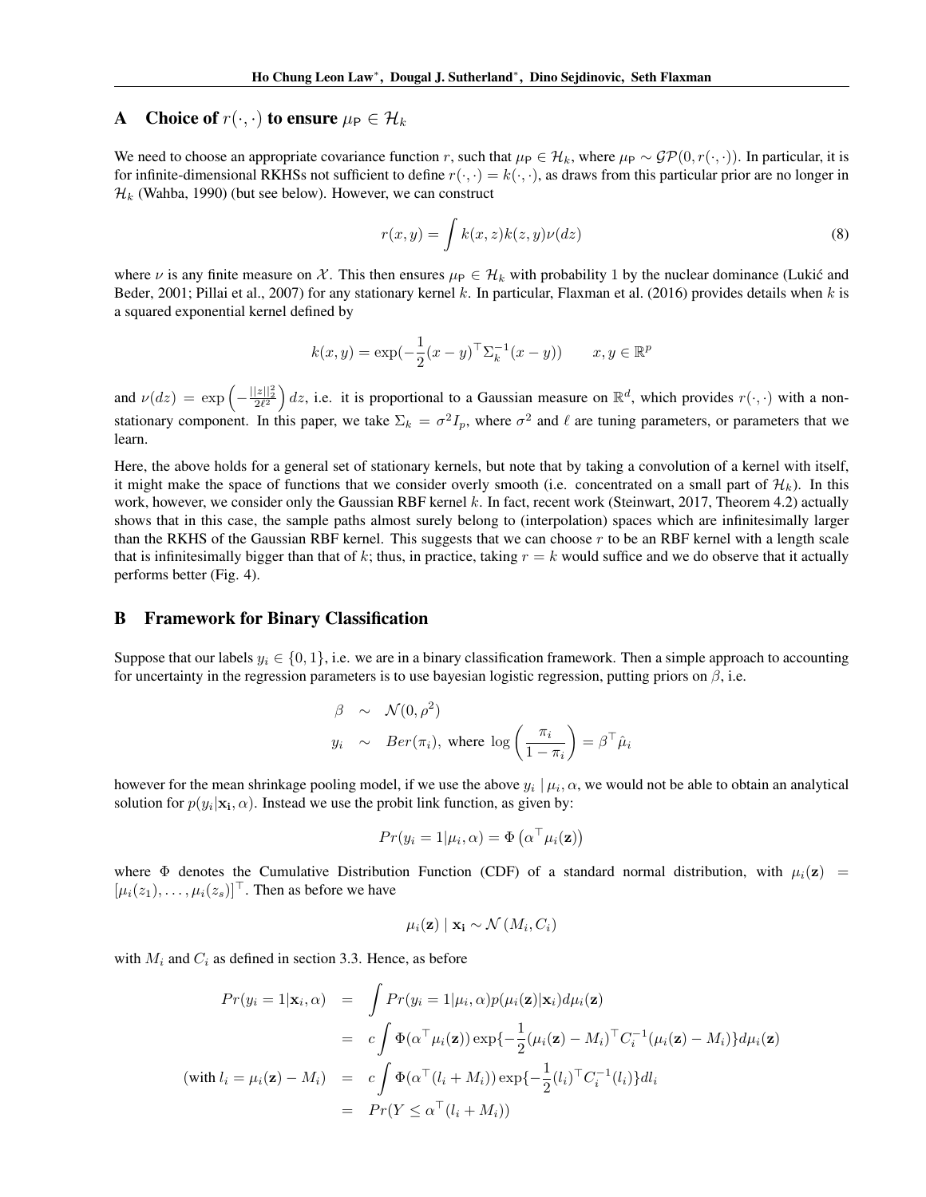## A Choice of $r(\cdot,\cdot)$ to ensure $\mu_{\mathsf{P}} \in \mathcal{H}_k$

We need to choose an appropriate covariance function $r$, such that $\mu_{\mathsf{P}} \in \mathcal{H}_k$, where $\mu_{\mathsf{P}} \sim \mathcal{GP}(0, r(\cdot,\cdot))$. In particular, it is for infinite-dimensional RKHSs not sufficient to define $r(\cdot,\cdot) = k(\cdot,\cdot)$, as draws from this particular prior are no longer in $\mathcal{H}_k$ (Wahba, 1990) (but see below). However, we can construct

$$r(x, y) = \int k(x, z)k(z, y)\nu(dz) \tag{8}$$

where $\nu$ is any finite measure on $\mathcal{X}$. This then ensures $\mu_{\mathsf{P}} \in \mathcal{H}_k$ with probability 1 by the nuclear dominance (Lukić and Beder, 2001; Pillai et al., 2007) for any stationary kernel $k$. In particular, Flaxman et al. (2016) provides details when $k$ is a squared exponential kernel defined by

$$k(x, y) = \exp(-\frac{1}{2}(x-y)^\top \Sigma_k^{-1}(x-y)) \qquad x, y \in \mathbb{R}^p$$

and $\nu(dz) = \exp\left(-\frac{||z||_2^2}{2\ell^2}\right)dz$, i.e. it is proportional to a Gaussian measure on $\mathbb{R}^d$, which provides $r(\cdot,\cdot)$ with a non-stationary component. In this paper, we take $\Sigma_k = \sigma^2 I_p$, where $\sigma^2$ and $\ell$ are tuning parameters, or parameters that we learn.

Here, the above holds for a general set of stationary kernels, but note that by taking a convolution of a kernel with itself, it might make the space of functions that we consider overly smooth (i.e. concentrated on a small part of $\mathcal{H}_k$). In this work, however, we consider only the Gaussian RBF kernel $k$. In fact, recent work (Steinwart, 2017, Theorem 4.2) actually shows that in this case, the sample paths almost surely belong to (interpolation) spaces which are infinitesimally larger than the RKHS of the Gaussian RBF kernel. This suggests that we can choose $r$ to be an RBF kernel with a length scale that is infinitesimally bigger than that of $k$; thus, in practice, taking $r = k$ would suffice and we do observe that it actually performs better (Fig. 4).

## B Framework for Binary Classification

Suppose that our labels $y_i \in \{0, 1\}$, i.e. we are in a binary classification framework. Then a simple approach to accounting for uncertainty in the regression parameters is to use bayesian logistic regression, putting priors on $\beta$, i.e.

$$\begin{aligned}
\beta &\sim \mathcal{N}(0, \rho^2) \\
y_i &\sim Ber(\pi_i), \text{ where } \log\left(\frac{\pi_i}{1-\pi_i}\right) = \beta^\top \hat{\mu}_i
\end{aligned}$$

however for the mean shrinkage pooling model, if we use the above $y_i \mid \mu_i, \alpha$, we would not be able to obtain an analytical solution for $p(y_i|\mathbf{x_i}, \alpha)$. Instead we use the probit link function, as given by:

$$Pr(y_i = 1|\mu_i, \alpha) = \Phi\left(\alpha^\top \mu_i(\mathbf{z})\right)$$

where $\Phi$ denotes the Cumulative Distribution Function (CDF) of a standard normal distribution, with $\mu_i(\mathbf{z}) = [\mu_i(z_1), \ldots, \mu_i(z_s)]^\top$. Then as before we have

$$\mu_i(\mathbf{z}) \mid \mathbf{x_i} \sim \mathcal{N}(M_i, C_i)$$

with $M_i$ and $C_i$ as defined in section 3.3. Hence, as before

$$\begin{aligned}
Pr(y_i = 1|\mathbf{x}_i, \alpha) &= \int Pr(y_i = 1|\mu_i, \alpha)p(\mu_i(\mathbf{z})|\mathbf{x}_i)d\mu_i(\mathbf{z}) \\
&= c\int \Phi(\alpha^\top \mu_i(\mathbf{z}))\exp\{-\frac{1}{2}(\mu_i(\mathbf{z}) - M_i)^\top C_i^{-1}(\mu_i(\mathbf{z}) - M_i)\}d\mu_i(\mathbf{z}) \\
(\text{with } l_i = \mu_i(\mathbf{z}) - M_i) \quad &= c\int \Phi(\alpha^\top(l_i + M_i))\exp\{-\frac{1}{2}(l_i)^\top C_i^{-1}(l_i)\}dl_i \\
&= Pr(Y \leq \alpha^\top(l_i + M_i))
\end{aligned}$$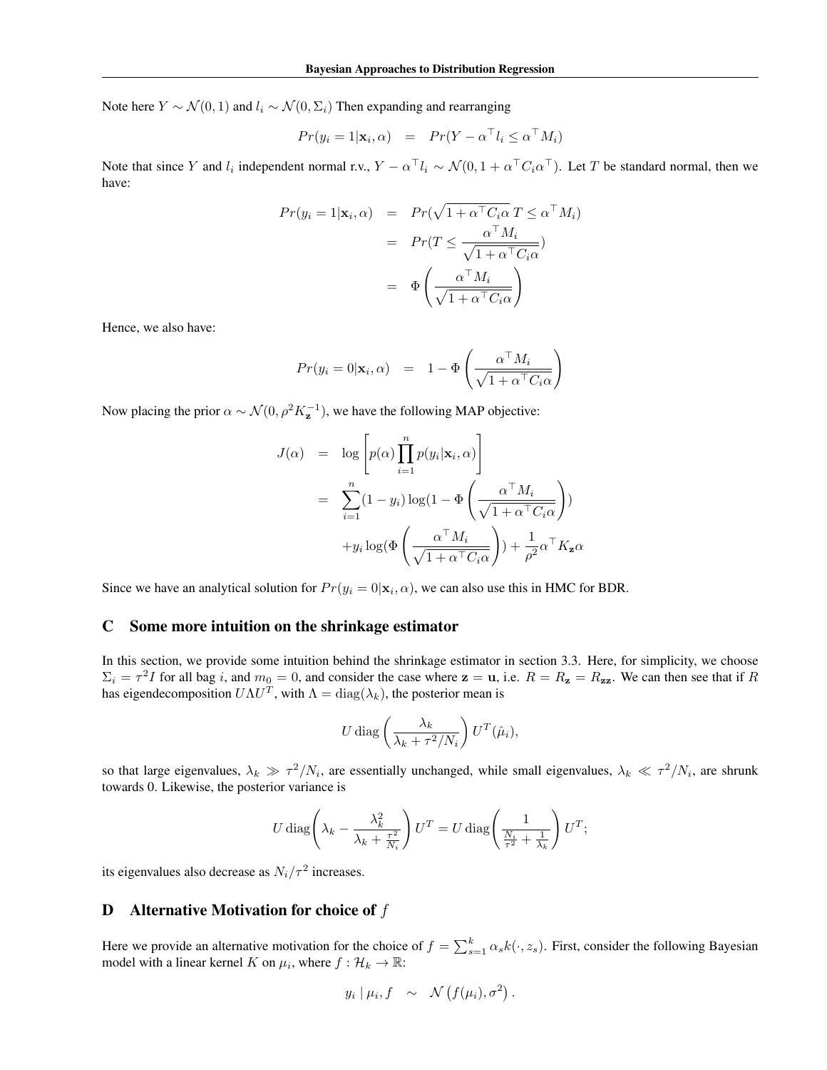Note here $Y \sim \mathcal{N}(0, 1)$ and $l_i \sim \mathcal{N}(0, \Sigma_i)$ Then expanding and rearranging

$$Pr(y_i = 1|\mathbf{x}_i, \alpha) \quad = \quad Pr(Y - \alpha^\top l_i \leq \alpha^\top M_i)$$

Note that since $Y$ and $l_i$ independent normal r.v., $Y - \alpha^\top l_i \sim \mathcal{N}(0, 1 + \alpha^\top C_i \alpha^\top)$. Let $T$ be standard normal, then we have:

$$\begin{aligned}
Pr(y_i = 1|\mathbf{x}_i, \alpha) &= Pr(\sqrt{1 + \alpha^\top C_i \alpha}\, T \leq \alpha^\top M_i) \\
&= Pr(T \leq \frac{\alpha^\top M_i}{\sqrt{1 + \alpha^\top C_i \alpha}}) \\
&= \Phi\left(\frac{\alpha^\top M_i}{\sqrt{1 + \alpha^\top C_i \alpha}}\right)
\end{aligned}$$

Hence, we also have:

$$Pr(y_i = 0|\mathbf{x}_i, \alpha) \quad = \quad 1 - \Phi\left(\frac{\alpha^\top M_i}{\sqrt{1 + \alpha^\top C_i \alpha}}\right)$$

Now placing the prior $\alpha \sim \mathcal{N}(0, \rho^2 K_{\mathbf{z}}^{-1})$, we have the following MAP objective:

$$\begin{aligned}
J(\alpha) &= \log\left[p(\alpha)\prod_{i=1}^{n} p(y_i|\mathbf{x}_i, \alpha)\right] \\
&= \sum_{i=1}^{n}(1 - y_i)\log(1 - \Phi\left(\frac{\alpha^\top M_i}{\sqrt{1 + \alpha^\top C_i \alpha}}\right)) \\
&\quad + y_i \log(\Phi\left(\frac{\alpha^\top M_i}{\sqrt{1 + \alpha^\top C_i \alpha}}\right)) + \frac{1}{\rho^2}\alpha^\top K_{\mathbf{z}} \alpha
\end{aligned}$$

Since we have an analytical solution for $Pr(y_i = 0|\mathbf{x}_i, \alpha)$, we can also use this in HMC for BDR.

## C Some more intuition on the shrinkage estimator

In this section, we provide some intuition behind the shrinkage estimator in section 3.3. Here, for simplicity, we choose $\Sigma_i = \tau^2 I$ for all bag $i$, and $m_0 = 0$, and consider the case where $\mathbf{z} = \mathbf{u}$, i.e. $R = R_{\mathbf{z}} = R_{\mathbf{zz}}$. We can then see that if $R$ has eigendecomposition $U \Lambda U^T$, with $\Lambda = \operatorname{diag}(\lambda_k)$, the posterior mean is

$$U \operatorname{diag}\left(\frac{\lambda_k}{\lambda_k + \tau^2/N_i}\right) U^T(\hat{\mu}_i),$$

so that large eigenvalues, $\lambda_k \gg \tau^2/N_i$, are essentially unchanged, while small eigenvalues, $\lambda_k \ll \tau^2/N_i$, are shrunk towards 0. Likewise, the posterior variance is

$$U \operatorname{diag}\left(\lambda_k - \frac{\lambda_k^2}{\lambda_k + \frac{\tau^2}{N_i}}\right) U^T = U \operatorname{diag}\left(\frac{1}{\frac{N_i}{\tau^2} + \frac{1}{\lambda_k}}\right) U^T;$$

its eigenvalues also decrease as $N_i/\tau^2$ increases.

## D Alternative Motivation for choice of $f$

Here we provide an alternative motivation for the choice of $f = \sum_{s=1}^{k} \alpha_s k(\cdot, z_s)$. First, consider the following Bayesian model with a linear kernel $K$ on $\mu_i$, where $f : \mathcal{H}_k \to \mathbb{R}$:

$$y_i \mid \mu_i, f \quad \sim \quad \mathcal{N}\left(f(\mu_i), \sigma^2\right).$$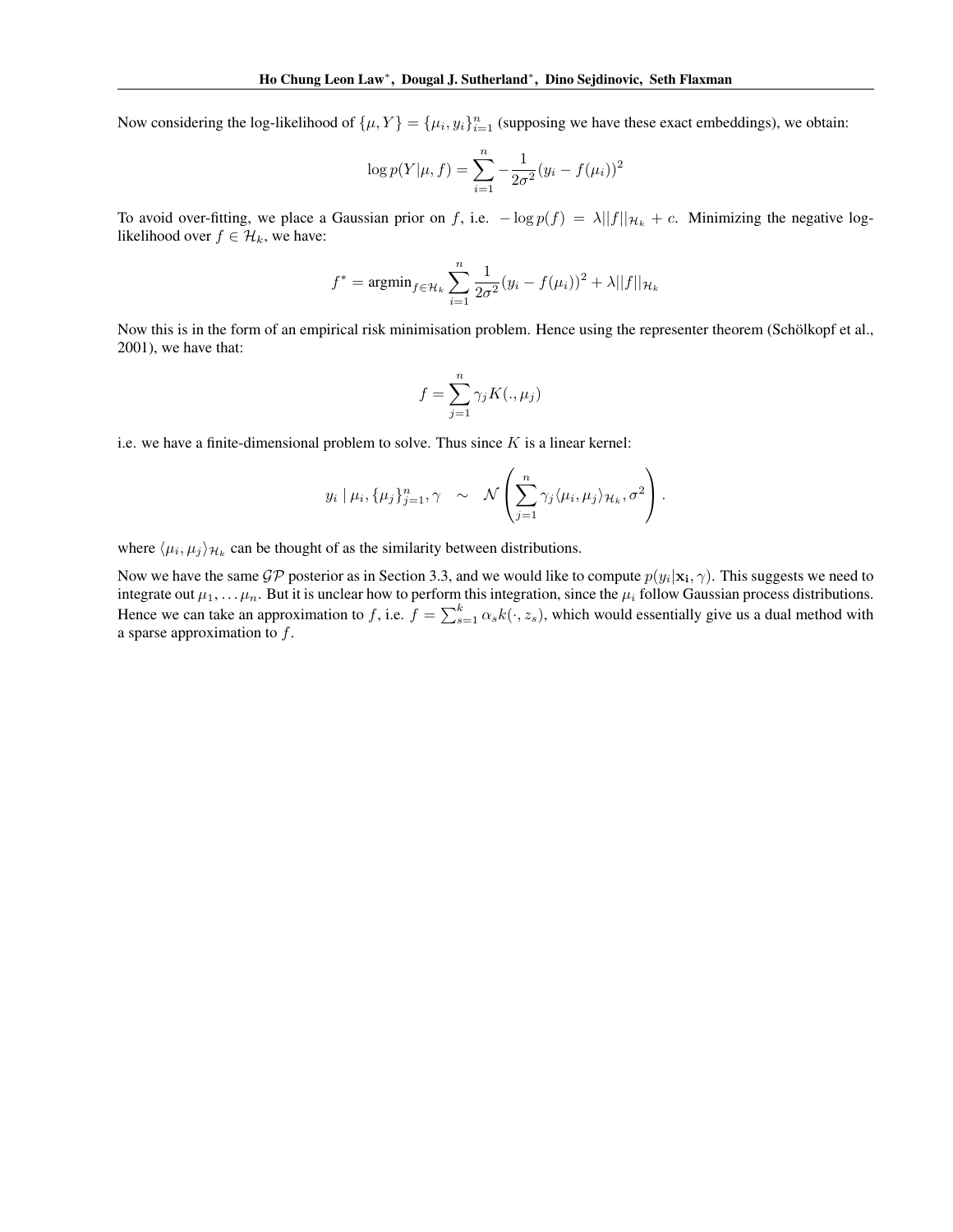Now considering the log-likelihood of $\{\mu, Y\} = \{\mu_i, y_i\}_{i=1}^n$ (supposing we have these exact embeddings), we obtain:

$$\log p(Y|\mu, f) = \sum_{i=1}^{n} -\frac{1}{2\sigma^2}(y_i - f(\mu_i))^2$$

To avoid over-fitting, we place a Gaussian prior on $f$, i.e. $-\log p(f) = \lambda ||f||_{\mathcal{H}_k} + c$. Minimizing the negative log-likelihood over $f \in \mathcal{H}_k$, we have:

$$f^* = \text{argmin}_{f \in \mathcal{H}_k} \sum_{i=1}^{n} \frac{1}{2\sigma^2}(y_i - f(\mu_i))^2 + \lambda ||f||_{\mathcal{H}_k}$$

Now this is in the form of an empirical risk minimisation problem. Hence using the representer theorem (Schölkopf et al., 2001), we have that:

$$f = \sum_{j=1}^{n} \gamma_j K(., \mu_j)$$

i.e. we have a finite-dimensional problem to solve. Thus since $K$ is a linear kernel:

$$y_i \mid \mu_i, \{\mu_j\}_{j=1}^n, \gamma \quad \sim \quad \mathcal{N}\left(\sum_{j=1}^{n} \gamma_j \langle \mu_i, \mu_j \rangle_{\mathcal{H}_k}, \sigma^2\right).$$

where $\langle \mu_i, \mu_j \rangle_{\mathcal{H}_k}$ can be thought of as the similarity between distributions.

Now we have the same $\mathcal{GP}$ posterior as in Section 3.3, and we would like to compute $p(y_i|\mathbf{x_i}, \gamma)$. This suggests we need to integrate out $\mu_1, \ldots \mu_n$. But it is unclear how to perform this integration, since the $\mu_i$ follow Gaussian process distributions. Hence we can take an approximation to $f$, i.e. $f = \sum_{s=1}^{k} \alpha_s k(\cdot, z_s)$, which would essentially give us a dual method with a sparse approximation to $f$.